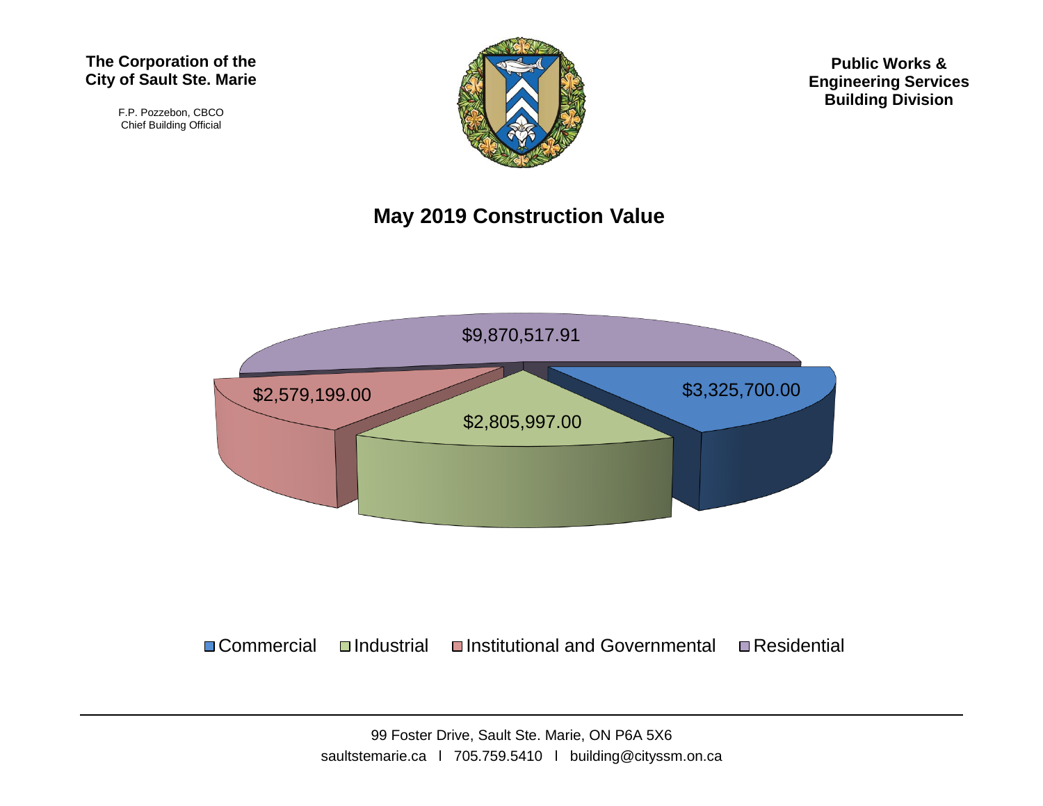**The Corporation of the City of Sault Ste. Marie**

F.P. Pozzebon, CBCO
Chief Building Official

**Public Works & Engineering Services Building Division**

## May 2019 Construction Value

| Category | Value |
| --- | --- |
| Commercial | $3,325,700.00 |
| Industrial | $2,805,997.00 |
| Institutional and Governmental | $2,579,199.00 |
| Residential | $9,870,517.91 |

99 Foster Drive, Sault Ste. Marie, ON P6A 5X6
saultstemarie.ca l 705.759.5410 l building@cityssm.on.ca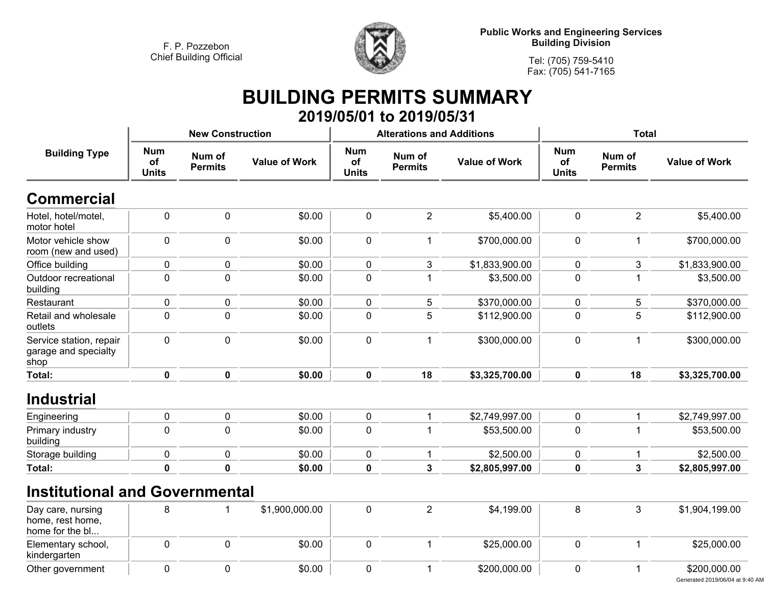F. P. Pozzebon
Chief Building Official

**Public Works and Engineering Services**
**Building Division**

Tel: (705) 759-5410
Fax: (705) 541-7165

# BUILDING PERMITS SUMMARY

## 2019/05/01 to 2019/05/31

| Building Type | New Construction | | | Alterations and Additions | | | Total | | |
|---|---|---|---|---|---|---|---|---|---|
| | Num of Units | Num of Permits | Value of Work | Num of Units | Num of Permits | Value of Work | Num of Units | Num of Permits | Value of Work |
| **Commercial** | | | | | | | | | |
| Hotel, hotel/motel, motor hotel | 0 | 0 | $0.00 | 0 | 2 | $5,400.00 | 0 | 2 | $5,400.00 |
| Motor vehicle show room (new and used) | 0 | 0 | $0.00 | 0 | 1 | $700,000.00 | 0 | 1 | $700,000.00 |
| Office building | 0 | 0 | $0.00 | 0 | 3 | $1,833,900.00 | 0 | 3 | $1,833,900.00 |
| Outdoor recreational building | 0 | 0 | $0.00 | 0 | 1 | $3,500.00 | 0 | 1 | $3,500.00 |
| Restaurant | 0 | 0 | $0.00 | 0 | 5 | $370,000.00 | 0 | 5 | $370,000.00 |
| Retail and wholesale outlets | 0 | 0 | $0.00 | 0 | 5 | $112,900.00 | 0 | 5 | $112,900.00 |
| Service station, repair garage and specialty shop | 0 | 0 | $0.00 | 0 | 1 | $300,000.00 | 0 | 1 | $300,000.00 |
| **Total:** | **0** | **0** | **$0.00** | **0** | **18** | **$3,325,700.00** | **0** | **18** | **$3,325,700.00** |
| **Industrial** | | | | | | | | | |
| Engineering | 0 | 0 | $0.00 | 0 | 1 | $2,749,997.00 | 0 | 1 | $2,749,997.00 |
| Primary industry building | 0 | 0 | $0.00 | 0 | 1 | $53,500.00 | 0 | 1 | $53,500.00 |
| Storage building | 0 | 0 | $0.00 | 0 | 1 | $2,500.00 | 0 | 1 | $2,500.00 |
| **Total:** | **0** | **0** | **$0.00** | **0** | **3** | **$2,805,997.00** | **0** | **3** | **$2,805,997.00** |
| **Institutional and Governmental** | | | | | | | | | |
| Day care, nursing home, rest home, home for the bl... | 8 | 1 | $1,900,000.00 | 0 | 2 | $4,199.00 | 8 | 3 | $1,904,199.00 |
| Elementary school, kindergarten | 0 | 0 | $0.00 | 0 | 1 | $25,000.00 | 0 | 1 | $25,000.00 |
| Other government | 0 | 0 | $0.00 | 0 | 1 | $200,000.00 | 0 | 1 | $200,000.00 |

Generated 2019/06/04 at 9:40 AM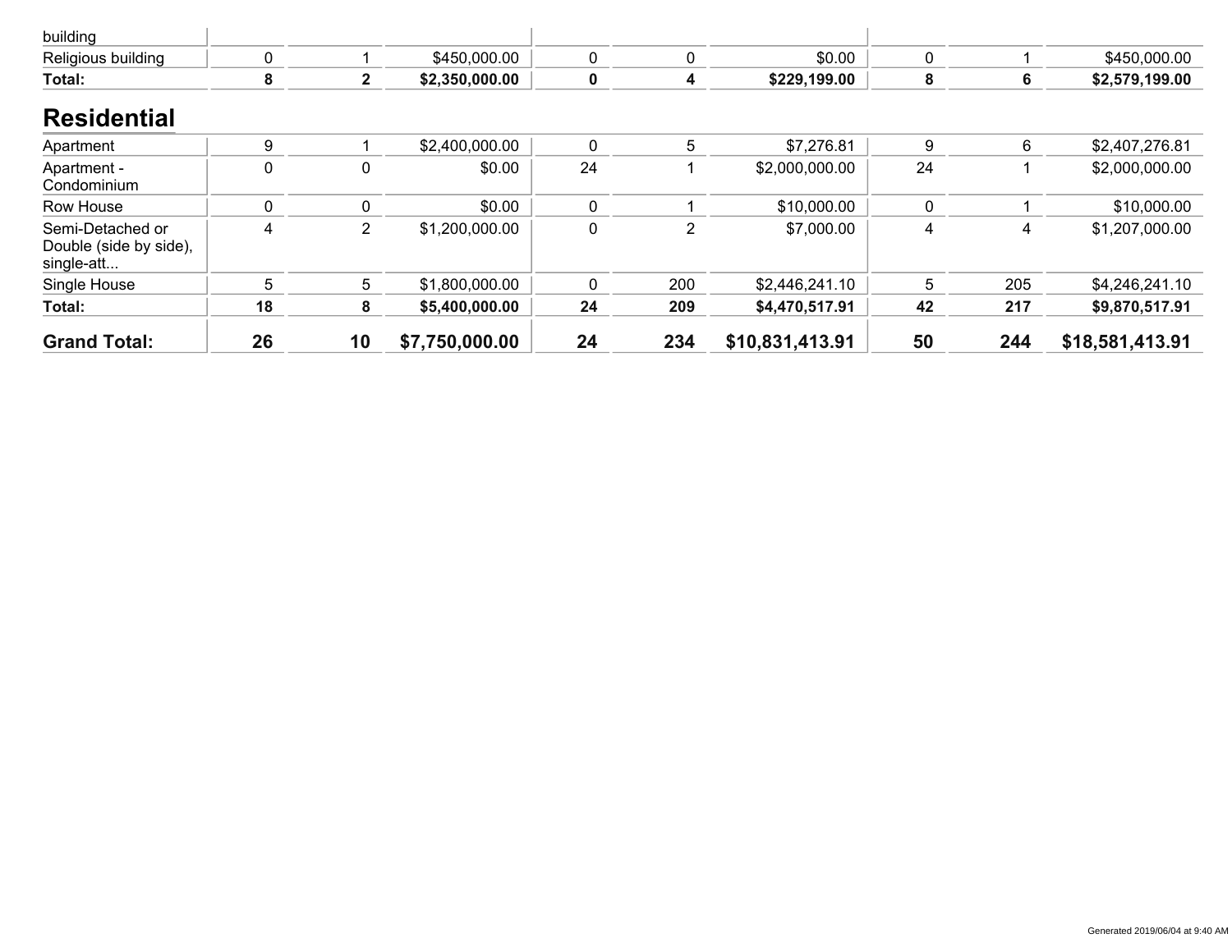| | | | | | | | | | |
|---|---|---|---|---|---|---|---|---|---|
| building | | | | | | | | | |
| Religious building | 0 | 1 | $450,000.00 | 0 | 0 | $0.00 | 0 | 1 | $450,000.00 |
| **Total:** | **8** | **2** | **$2,350,000.00** | **0** | **4** | **$229,199.00** | **8** | **6** | **$2,579,199.00** |

## Residential

| | | | | | | | | | |
|---|---|---|---|---|---|---|---|---|---|
| Apartment | 9 | 1 | $2,400,000.00 | 0 | 5 | $7,276.81 | 9 | 6 | $2,407,276.81 |
| Apartment - Condominium | 0 | 0 | $0.00 | 24 | 1 | $2,000,000.00 | 24 | 1 | $2,000,000.00 |
| Row House | 0 | 0 | $0.00 | 0 | 1 | $10,000.00 | 0 | 1 | $10,000.00 |
| Semi-Detached or Double (side by side), single-att... | 4 | 2 | $1,200,000.00 | 0 | 2 | $7,000.00 | 4 | 4 | $1,207,000.00 |
| Single House | 5 | 5 | $1,800,000.00 | 0 | 200 | $2,446,241.10 | 5 | 205 | $4,246,241.10 |
| **Total:** | **18** | **8** | **$5,400,000.00** | **24** | **209** | **$4,470,517.91** | **42** | **217** | **$9,870,517.91** |
| **Grand Total:** | **26** | **10** | **$7,750,000.00** | **24** | **234** | **$10,831,413.91** | **50** | **244** | **$18,581,413.91** |

Generated 2019/06/04 at 9:40 AM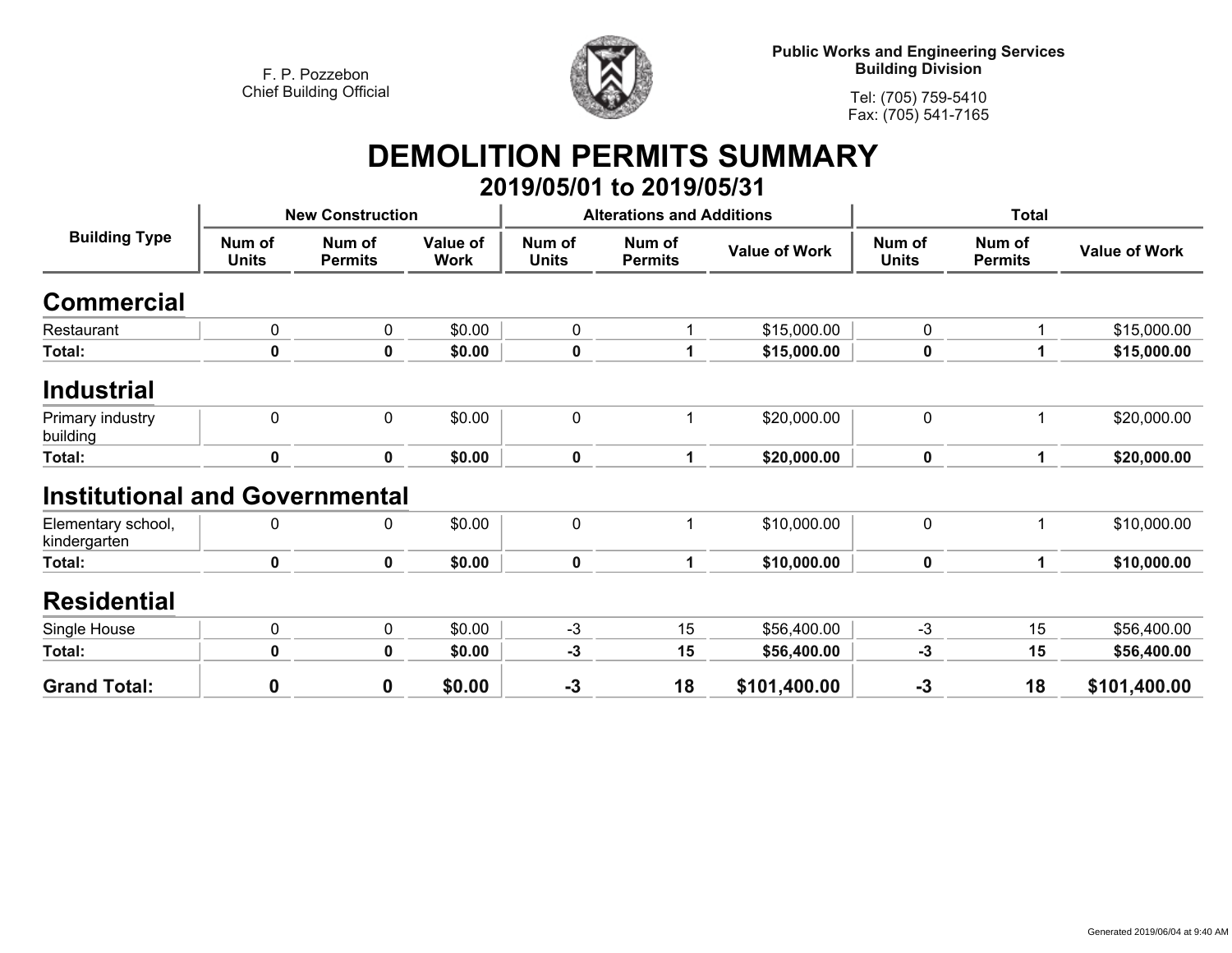F. P. Pozzebon
Chief Building Official

**Public Works and Engineering Services**
**Building Division**

Tel: (705) 759-5410
Fax: (705) 541-7165

# DEMOLITION PERMITS SUMMARY

## 2019/05/01 to 2019/05/31

| Building Type | New Construction | | | Alterations and Additions | | | Total | | |
|---|---|---|---|---|---|---|---|---|---|
| | Num of Units | Num of Permits | Value of Work | Num of Units | Num of Permits | Value of Work | Num of Units | Num of Permits | Value of Work |
| **Commercial** | | | | | | | | | |
| Restaurant | 0 | 0 | $0.00 | 0 | 1 | $15,000.00 | 0 | 1 | $15,000.00 |
| **Total:** | **0** | **0** | **$0.00** | **0** | **1** | **$15,000.00** | **0** | **1** | **$15,000.00** |
| **Industrial** | | | | | | | | | |
| Primary industry building | 0 | 0 | $0.00 | 0 | 1 | $20,000.00 | 0 | 1 | $20,000.00 |
| **Total:** | **0** | **0** | **$0.00** | **0** | **1** | **$20,000.00** | **0** | **1** | **$20,000.00** |
| **Institutional and Governmental** | | | | | | | | | |
| Elementary school, kindergarten | 0 | 0 | $0.00 | 0 | 1 | $10,000.00 | 0 | 1 | $10,000.00 |
| **Total:** | **0** | **0** | **$0.00** | **0** | **1** | **$10,000.00** | **0** | **1** | **$10,000.00** |
| **Residential** | | | | | | | | | |
| Single House | 0 | 0 | $0.00 | -3 | 15 | $56,400.00 | -3 | 15 | $56,400.00 |
| **Total:** | **0** | **0** | **$0.00** | **-3** | **15** | **$56,400.00** | **-3** | **15** | **$56,400.00** |
| **Grand Total:** | **0** | **0** | **$0.00** | **-3** | **18** | **$101,400.00** | **-3** | **18** | **$101,400.00** |

Generated 2019/06/04 at 9:40 AM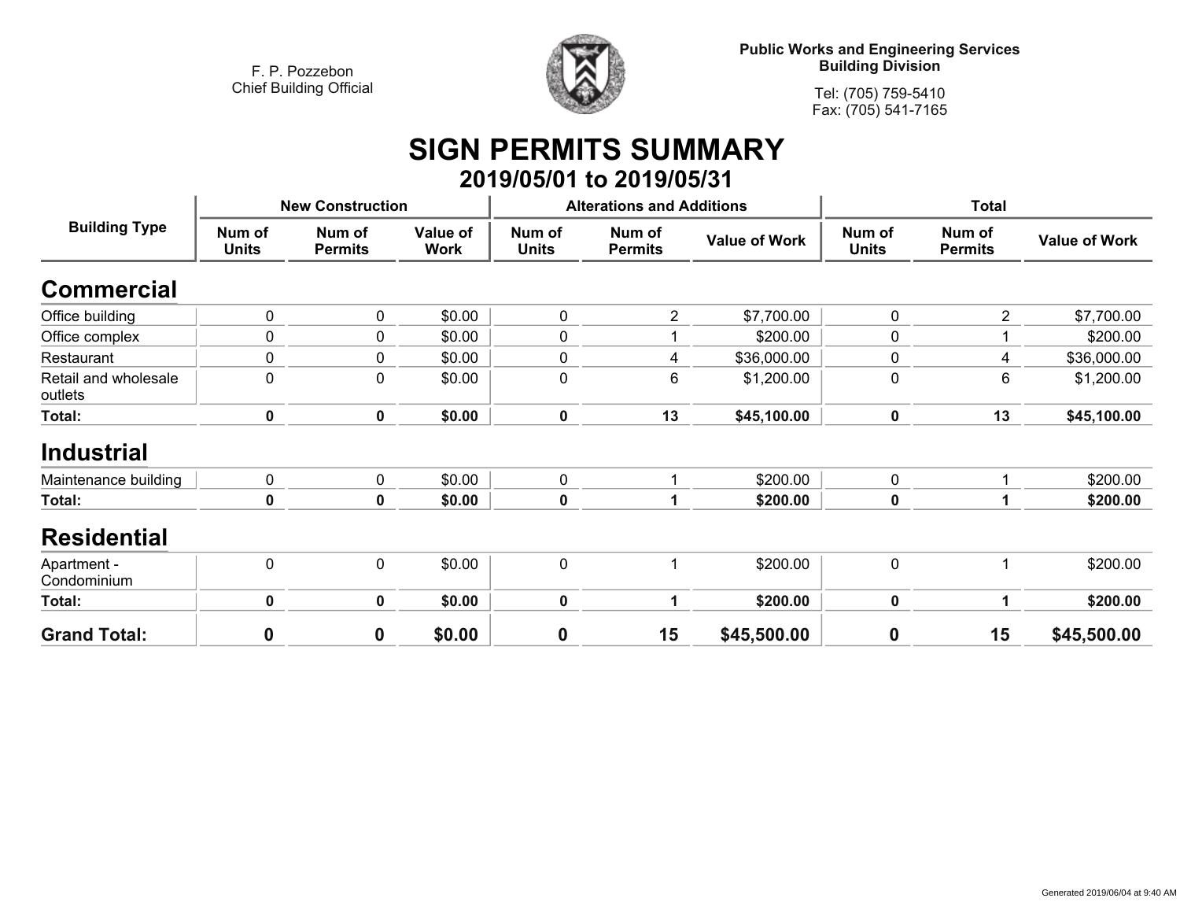F. P. Pozzebon
Chief Building Official

**Public Works and Engineering Services**
**Building Division**

Tel: (705) 759-5410
Fax: (705) 541-7165

# SIGN PERMITS SUMMARY

## 2019/05/01 to 2019/05/31

| Building Type | New Construction | | | Alterations and Additions | | | Total | | |
|---|---|---|---|---|---|---|---|---|---|
| | Num of Units | Num of Permits | Value of Work | Num of Units | Num of Permits | Value of Work | Num of Units | Num of Permits | Value of Work |
| **Commercial** | | | | | | | | | |
| Office building | 0 | 0 | $0.00 | 0 | 2 | $7,700.00 | 0 | 2 | $7,700.00 |
| Office complex | 0 | 0 | $0.00 | 0 | 1 | $200.00 | 0 | 1 | $200.00 |
| Restaurant | 0 | 0 | $0.00 | 0 | 4 | $36,000.00 | 0 | 4 | $36,000.00 |
| Retail and wholesale outlets | 0 | 0 | $0.00 | 0 | 6 | $1,200.00 | 0 | 6 | $1,200.00 |
| **Total:** | **0** | **0** | **$0.00** | **0** | **13** | **$45,100.00** | **0** | **13** | **$45,100.00** |
| **Industrial** | | | | | | | | | |
| Maintenance building | 0 | 0 | $0.00 | 0 | 1 | $200.00 | 0 | 1 | $200.00 |
| **Total:** | **0** | **0** | **$0.00** | **0** | **1** | **$200.00** | **0** | **1** | **$200.00** |
| **Residential** | | | | | | | | | |
| Apartment - Condominium | 0 | 0 | $0.00 | 0 | 1 | $200.00 | 0 | 1 | $200.00 |
| **Total:** | **0** | **0** | **$0.00** | **0** | **1** | **$200.00** | **0** | **1** | **$200.00** |
| **Grand Total:** | **0** | **0** | **$0.00** | **0** | **15** | **$45,500.00** | **0** | **15** | **$45,500.00** |

Generated 2019/06/04 at 9:40 AM